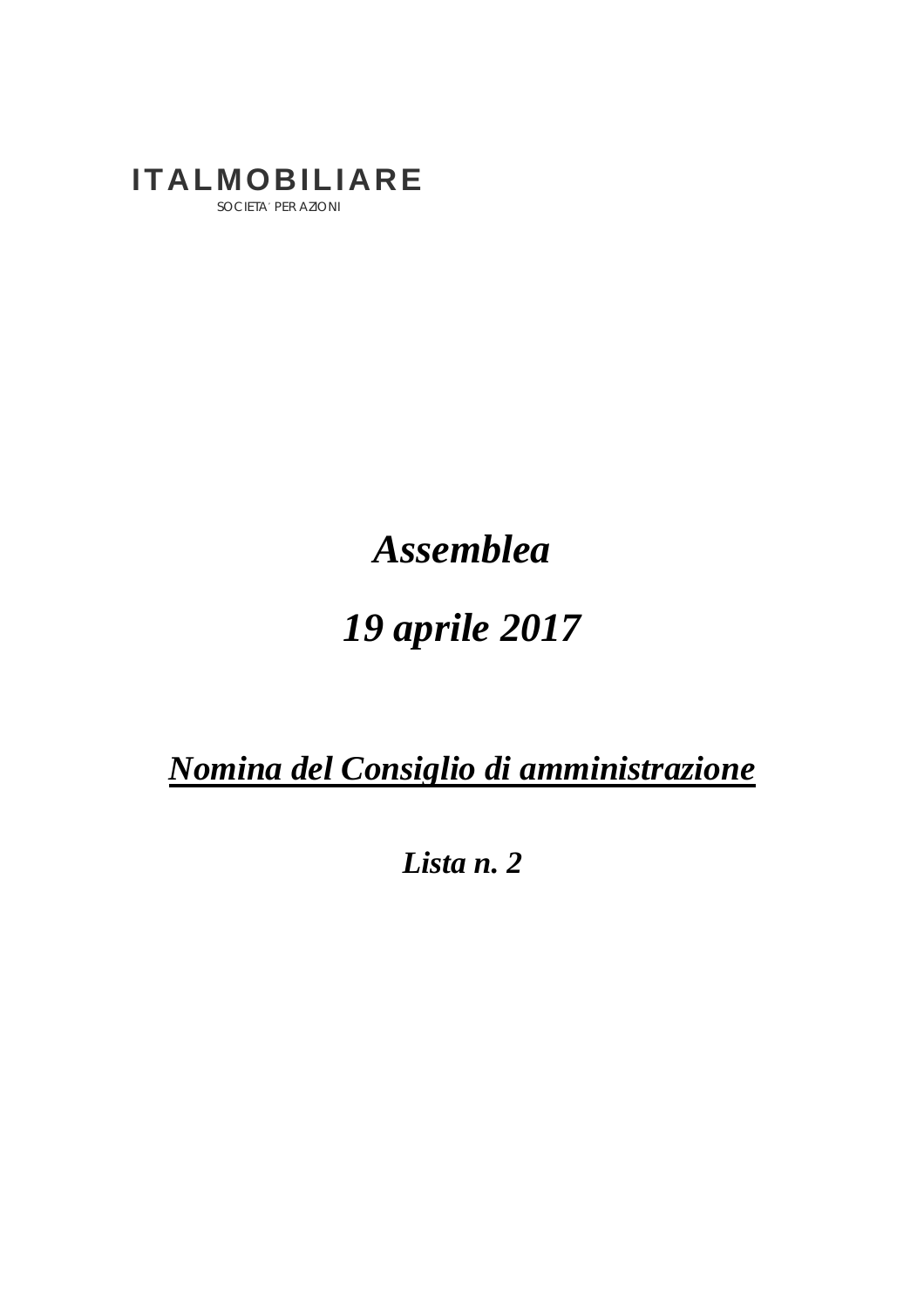**ITALMOBILIARE**

SOCIETA' PER AZIONI

# *Assemblea*

# *19 aprile 2017*

## ***Nomina del Consiglio di amministrazione***

***Lista n. 2***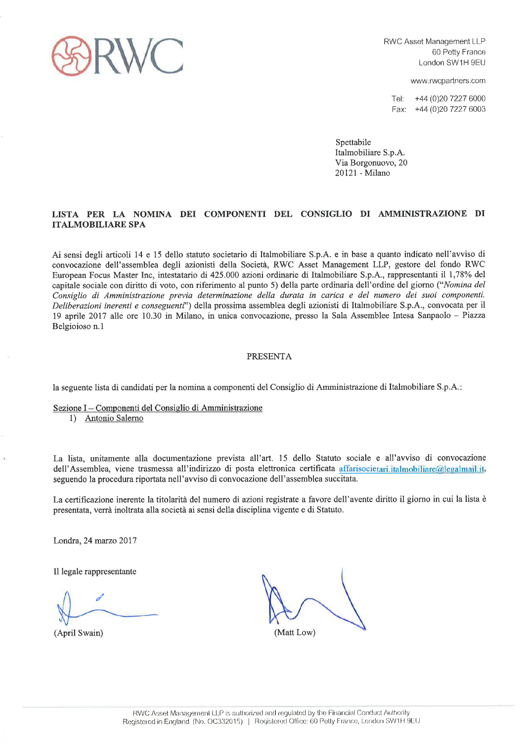RWC

RWC Asset Management LLP
60 Petty France
London SW1H 9EU

www.rwcpartners.com

Tel: +44 (0)20 7227 6000
Fax: +44 (0)20 7227 6003

Spettabile
Italmobiliare S.p.A.
Via Borgonuovo, 20
20121 - Milano

**LISTA PER LA NOMINA DEI COMPONENTI DEL CONSIGLIO DI AMMINISTRAZIONE DI ITALMOBILIARE SPA**

Ai sensi degli articoli 14 e 15 dello statuto societario di Italmobiliare S.p.A. e in base a quanto indicato nell'avviso di convocazione dell'assemblea degli azionisti della Società, RWC Asset Management LLP, gestore del fondo RWC European Focus Master Inc, intestatario di 425.000 azioni ordinarie di Italmobiliare S.p.A., rappresentanti il 1,78% del capitale sociale con diritto di voto, con riferimento al punto 5) della parte ordinaria dell'ordine del giorno ("*Nomina del Consiglio di Amministrazione previa determinazione della durata in carica e del numero dei suoi componenti. Deliberazioni inerenti e conseguenti*") della prossima assemblea degli azionisti di Italmobiliare S.p.A., convocata per il 19 aprile 2017 alle ore 10.30 in Milano, in unica convocazione, presso la Sala Assemblee Intesa Sanpaolo – Piazza Belgioioso n.1

PRESENTA

la seguente lista di candidati per la nomina a componenti del Consiglio di Amministrazione di Italmobiliare S.p.A.:

Sezione I – Componenti del Consiglio di Amministrazione

1) Antonio Salerno

La lista, unitamente alla documentazione prevista all'art. 15 dello Statuto sociale e all'avviso di convocazione dell'Assemblea, viene trasmessa all'indirizzo di posta elettronica certificata affarisocietari.italmobiliare@legalmail.it, seguendo la procedura riportata nell'avviso di convocazione dell'assemblea succitata.

La certificazione inerente la titolarità del numero di azioni registrate a favore dell'avente diritto il giorno in cui la lista è presentata, verrà inoltrata alla società ai sensi della disciplina vigente e di Statuto.

Londra, 24 marzo 2017

Il legale rappresentante

(April Swain) (Matt Low)

RWC Asset Management LLP is authorized and regulated by the Financial Conduct Authority
Registered in England (No. OC332015) | Registered Office: 60 Petty France, London SW1H 9EU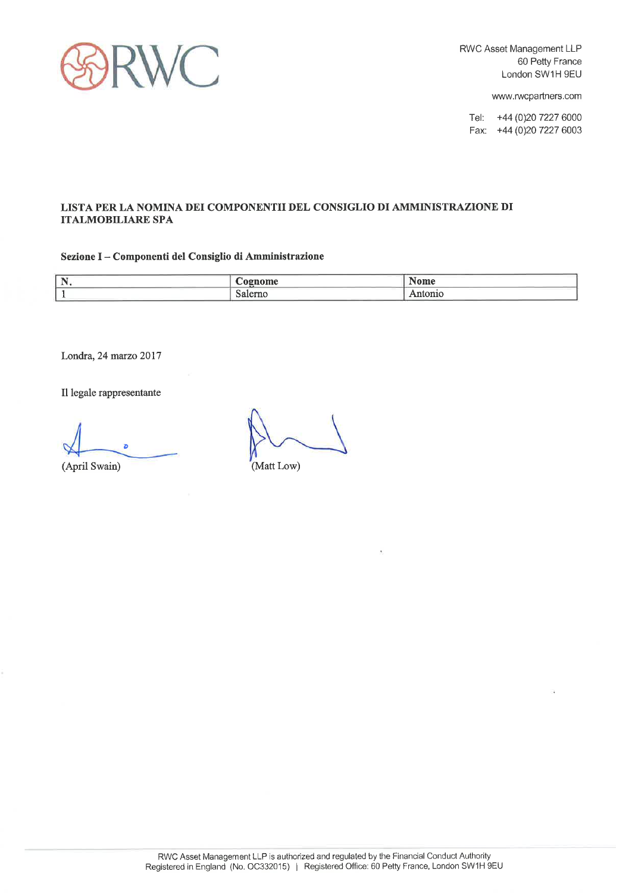RWC Asset Management LLP
60 Petty France
London SW1H 9EU

www.rwcpartners.com

Tel: +44 (0)20 7227 6000
Fax: +44 (0)20 7227 6003

**LISTA PER LA NOMINA DEI COMPONENTII DEL CONSIGLIO DI AMMINISTRAZIONE DI ITALMOBILIARE SPA**

**Sezione I – Componenti del Consiglio di Amministrazione**

| N. | Cognome | Nome |
|---|---|---|
| 1 | Salerno | Antonio |

Londra, 24 marzo 2017

Il legale rappresentante

(April Swain) (Matt Low)

RWC Asset Management LLP is authorized and regulated by the Financial Conduct Authority
Registered in England (No. OC332015) | Registered Office: 60 Petty France, London SW1H 9EU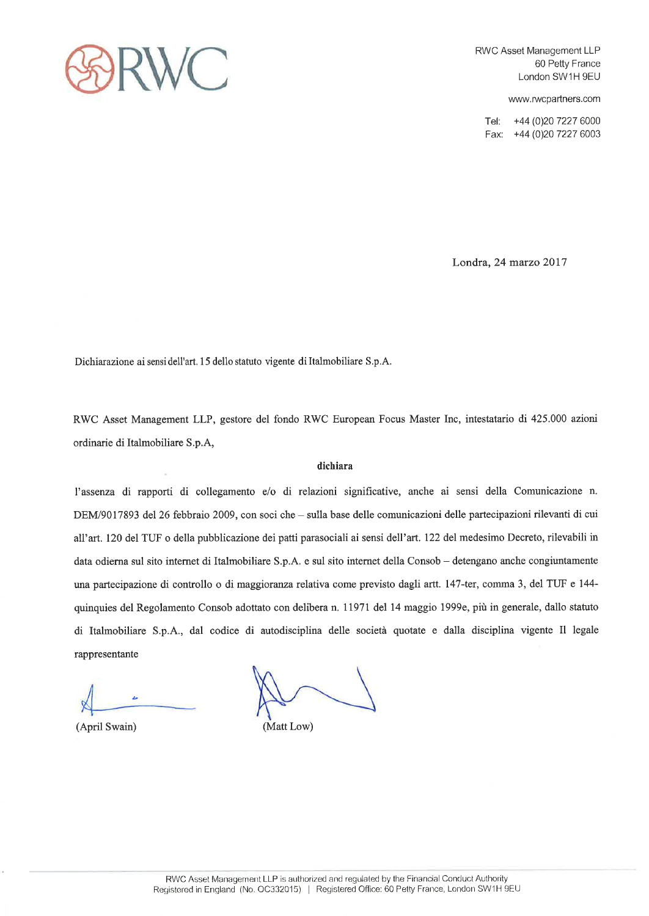RWC

RWC Asset Management LLP
60 Petty France
London SW1H 9EU

www.rwcpartners.com

Tel: +44 (0)20 7227 6000
Fax: +44 (0)20 7227 6003

Londra, 24 marzo 2017

Dichiarazione ai sensi dell'art. 15 dello statuto vigente di Italmobiliare S.p.A.

RWC Asset Management LLP, gestore del fondo RWC European Focus Master Inc, intestatario di 425.000 azioni ordinarie di Italmobiliare S.p.A,

**dichiara**

l'assenza di rapporti di collegamento e/o di relazioni significative, anche ai sensi della Comunicazione n. DEM/9017893 del 26 febbraio 2009, con soci che – sulla base delle comunicazioni delle partecipazioni rilevanti di cui all'art. 120 del TUF o della pubblicazione dei patti parasociali ai sensi dell'art. 122 del medesimo Decreto, rilevabili in data odierna sul sito internet di Italmobiliare S.p.A. e sul sito internet della Consob – detengano anche congiuntamente una partecipazione di controllo o di maggioranza relativa come previsto dagli artt. 147-ter, comma 3, del TUF e 144-quinquies del Regolamento Consob adottato con delibera n. 11971 del 14 maggio 1999e, più in generale, dallo statuto di Italmobiliare S.p.A., dal codice di autodisciplina delle società quotate e dalla disciplina vigente Il legale rappresentante

(April Swain) (Matt Low)

RWC Asset Management LLP is authorized and regulated by the Financial Conduct Authority
Registered in England (No. OC332015) | Registered Office: 60 Petty France, London SW1H 9EU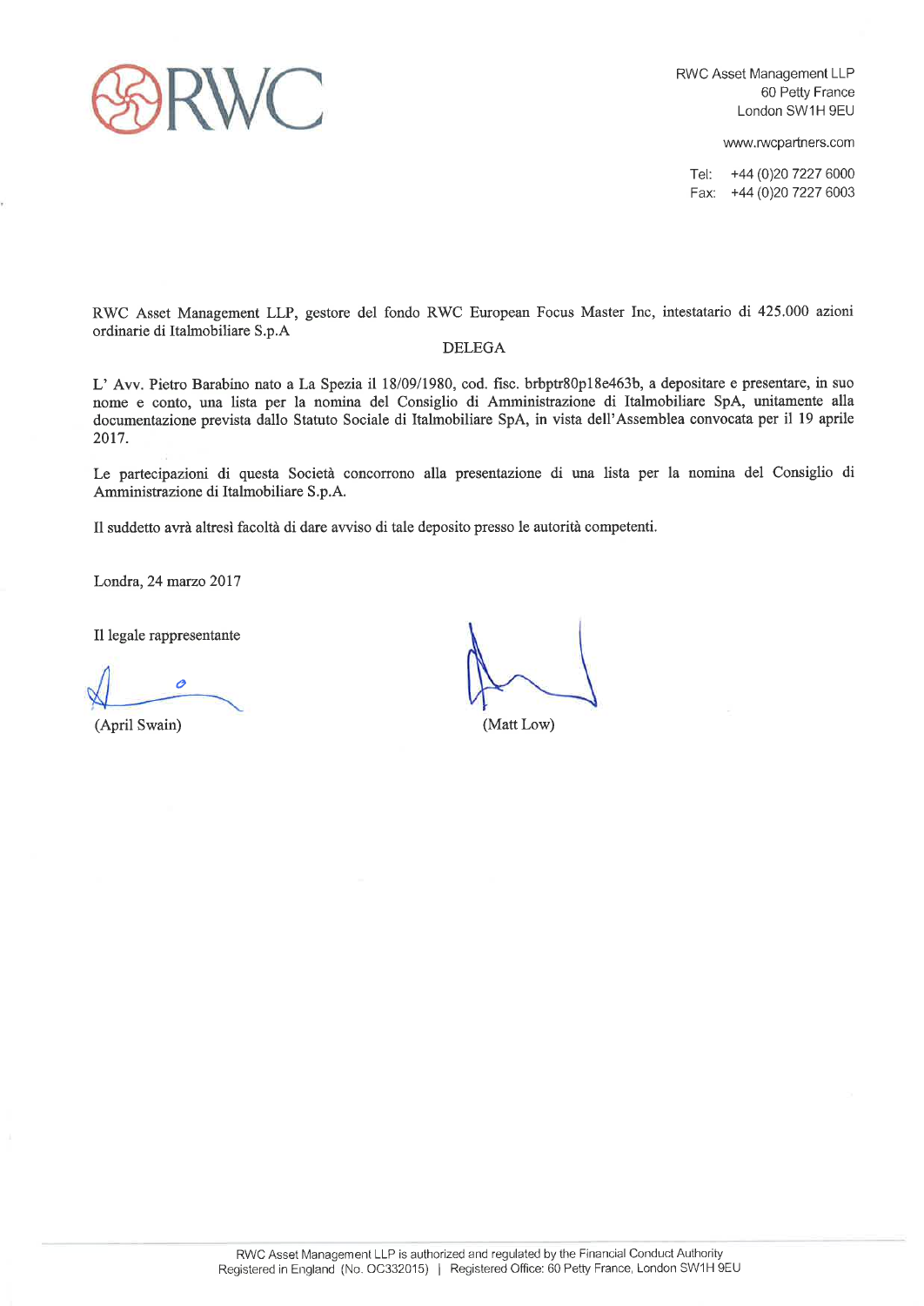RWC

RWC Asset Management LLP
60 Petty France
London SW1H 9EU

www.rwcpartners.com

Tel: +44 (0)20 7227 6000
Fax: +44 (0)20 7227 6003

RWC Asset Management LLP, gestore del fondo RWC European Focus Master Inc, intestatario di 425.000 azioni ordinarie di Italmobiliare S.p.A

DELEGA

L' Avv. Pietro Barabino nato a La Spezia il 18/09/1980, cod. fisc. brbptr80p18e463b, a depositare e presentare, in suo nome e conto, una lista per la nomina del Consiglio di Amministrazione di Italmobiliare SpA, unitamente alla documentazione prevista dallo Statuto Sociale di Italmobiliare SpA, in vista dell'Assemblea convocata per il 19 aprile 2017.

Le partecipazioni di questa Società concorrono alla presentazione di una lista per la nomina del Consiglio di Amministrazione di Italmobiliare S.p.A.

Il suddetto avrà altresì facoltà di dare avviso di tale deposito presso le autorità competenti.

Londra, 24 marzo 2017

Il legale rappresentante

(April Swain) (Matt Low)

RWC Asset Management LLP is authorized and regulated by the Financial Conduct Authority
Registered in England (No. OC332015) | Registered Office: 60 Petty France, London SW1H 9EU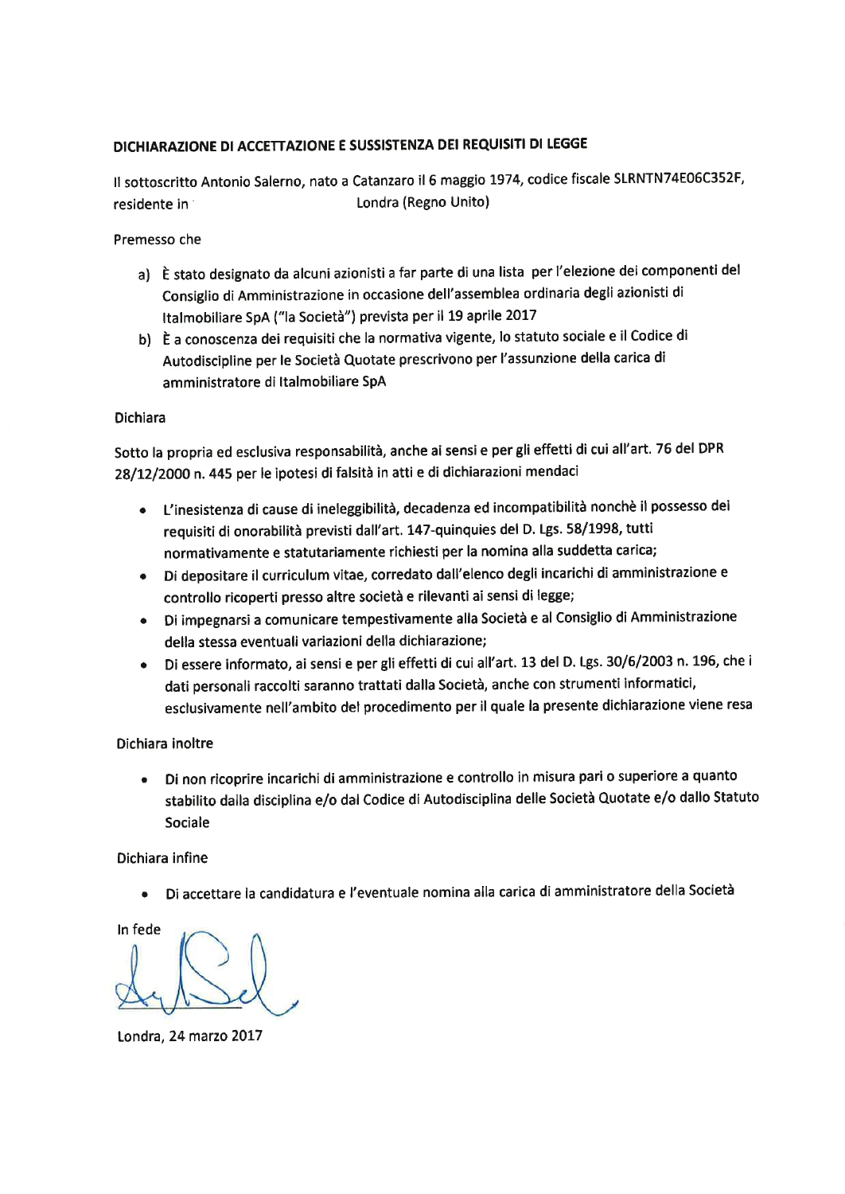**DICHIARAZIONE DI ACCETTAZIONE E SUSSISTENZA DEI REQUISITI DI LEGGE**

Il sottoscritto Antonio Salerno, nato a Catanzaro il 6 maggio 1974, codice fiscale SLRNTN74E06C352F, residente in Londra (Regno Unito)

Premesso che

a) È stato designato da alcuni azionisti a far parte di una lista per l'elezione dei componenti del Consiglio di Amministrazione in occasione dell'assemblea ordinaria degli azionisti di Italmobiliare SpA ("la Società") prevista per il 19 aprile 2017
b) È a conoscenza dei requisiti che la normativa vigente, lo statuto sociale e il Codice di Autodiscipline per le Società Quotate prescrivono per l'assunzione della carica di amministratore di Italmobiliare SpA

Dichiara

Sotto la propria ed esclusiva responsabilità, anche ai sensi e per gli effetti di cui all'art. 76 del DPR 28/12/2000 n. 445 per le ipotesi di falsità in atti e di dichiarazioni mendaci

- L'inesistenza di cause di ineleggibilità, decadenza ed incompatibilità nonchè il possesso dei requisiti di onorabilità previsti dall'art. 147-quinquies del D. Lgs. 58/1998, tutti normativamente e statutariamente richiesti per la nomina alla suddetta carica;
- Di depositare il curriculum vitae, corredato dall'elenco degli incarichi di amministrazione e controllo ricoperti presso altre società e rilevanti ai sensi di legge;
- Di impegnarsi a comunicare tempestivamente alla Società e al Consiglio di Amministrazione della stessa eventuali variazioni della dichiarazione;
- Di essere informato, ai sensi e per gli effetti di cui all'art. 13 del D. Lgs. 30/6/2003 n. 196, che i dati personali raccolti saranno trattati dalla Società, anche con strumenti informatici, esclusivamente nell'ambito del procedimento per il quale la presente dichiarazione viene resa

Dichiara inoltre

- Di non ricoprire incarichi di amministrazione e controllo in misura pari o superiore a quanto stabilito dalla disciplina e/o dal Codice di Autodisciplina delle Società Quotate e/o dallo Statuto Sociale

Dichiara infine

- Di accettare la candidatura e l'eventuale nomina alla carica di amministratore della Società

In fede

Londra, 24 marzo 2017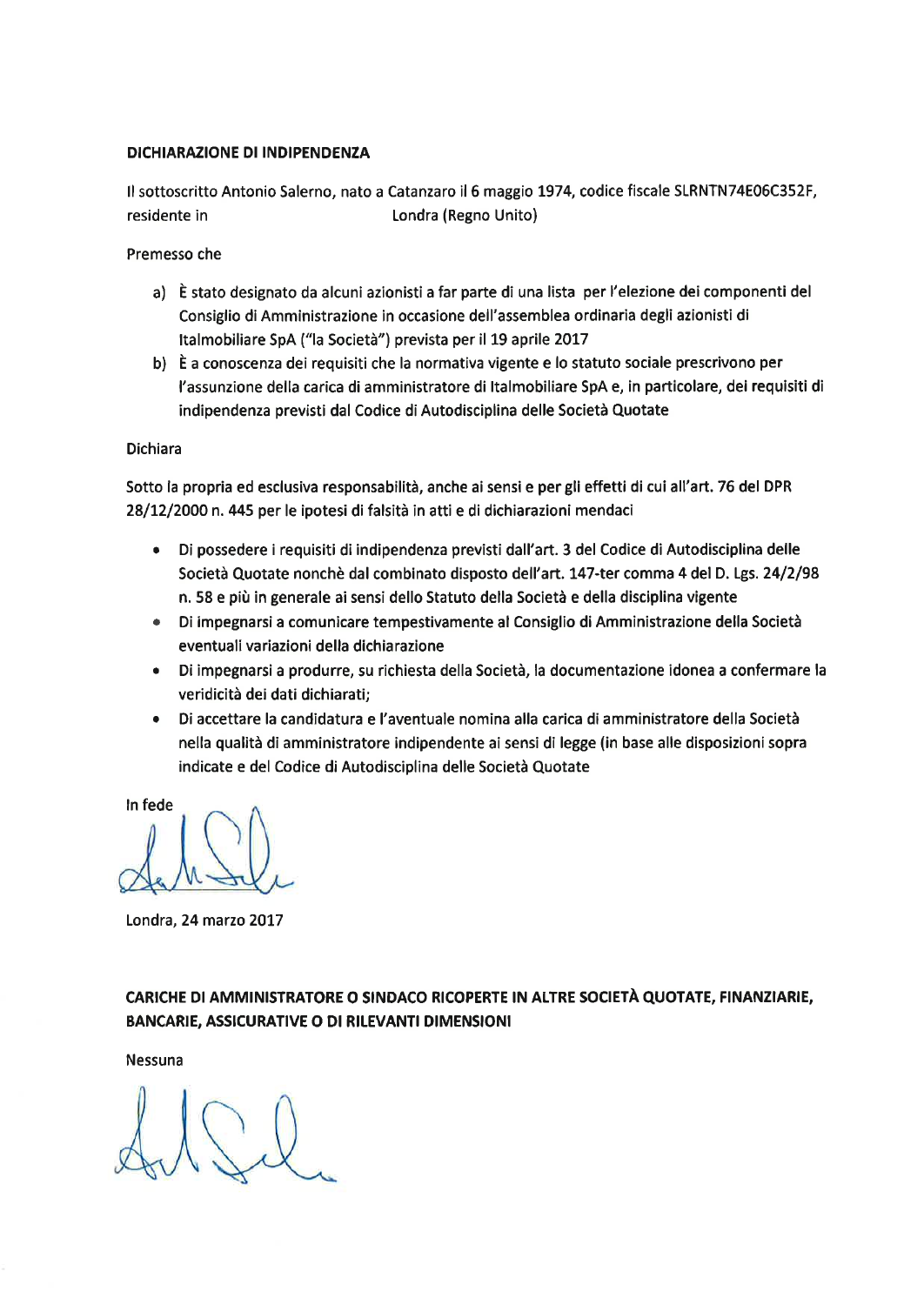**DICHIARAZIONE DI INDIPENDENZA**

Il sottoscritto Antonio Salerno, nato a Catanzaro il 6 maggio 1974, codice fiscale SLRNTN74E06C352F, residente in Londra (Regno Unito)

Premesso che

a) È stato designato da alcuni azionisti a far parte di una lista per l'elezione dei componenti del Consiglio di Amministrazione in occasione dell'assemblea ordinaria degli azionisti di Italmobiliare SpA ("la Società") prevista per il 19 aprile 2017
b) È a conoscenza dei requisiti che la normativa vigente e lo statuto sociale prescrivono per l'assunzione della carica di amministratore di Italmobiliare SpA e, in particolare, dei requisiti di indipendenza previsti dal Codice di Autodisciplina delle Società Quotate

Dichiara

Sotto la propria ed esclusiva responsabilità, anche ai sensi e per gli effetti di cui all'art. 76 del DPR 28/12/2000 n. 445 per le ipotesi di falsità in atti e di dichiarazioni mendaci

- Di possedere i requisiti di indipendenza previsti dall'art. 3 del Codice di Autodisciplina delle Società Quotate nonchè dal combinato disposto dell'art. 147-ter comma 4 del D. Lgs. 24/2/98 n. 58 e più in generale ai sensi dello Statuto della Società e della disciplina vigente
- Di impegnarsi a comunicare tempestivamente al Consiglio di Amministrazione della Società eventuali variazioni della dichiarazione
- Di impegnarsi a produrre, su richiesta della Società, la documentazione idonea a confermare la veridicità dei dati dichiarati;
- Di accettare la candidatura e l'aventuale nomina alla carica di amministratore della Società nella qualità di amministratore indipendente ai sensi di legge (in base alle disposizioni sopra indicate e del Codice di Autodisciplina delle Società Quotate

In fede

Londra, 24 marzo 2017

**CARICHE DI AMMINISTRATORE O SINDACO RICOPERTE IN ALTRE SOCIETÀ QUOTATE, FINANZIARIE, BANCARIE, ASSICURATIVE O DI RILEVANTI DIMENSIONI**

Nessuna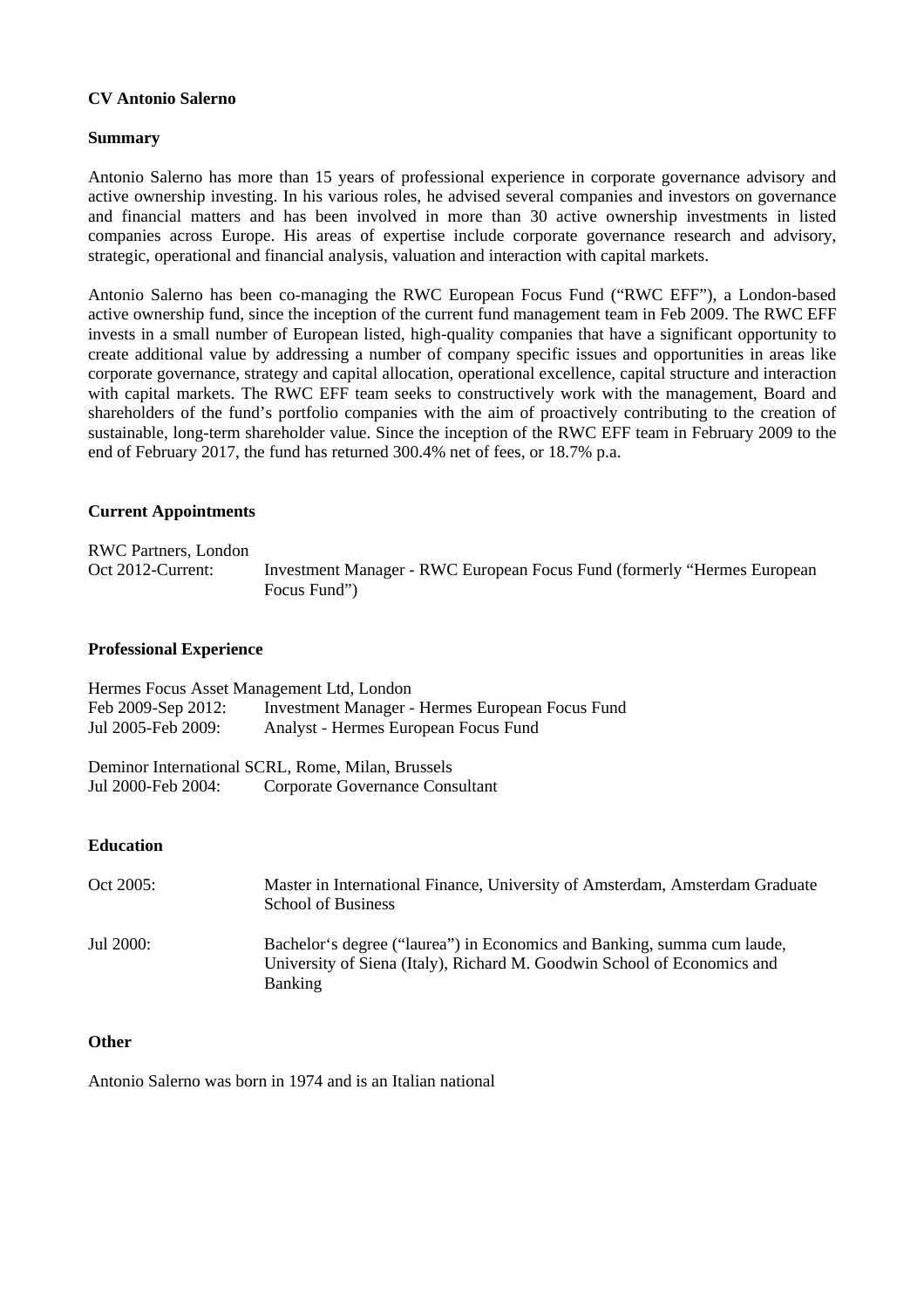**CV Antonio Salerno**

**Summary**

Antonio Salerno has more than 15 years of professional experience in corporate governance advisory and active ownership investing. In his various roles, he advised several companies and investors on governance and financial matters and has been involved in more than 30 active ownership investments in listed companies across Europe. His areas of expertise include corporate governance research and advisory, strategic, operational and financial analysis, valuation and interaction with capital markets.

Antonio Salerno has been co-managing the RWC European Focus Fund ("RWC EFF"), a London-based active ownership fund, since the inception of the current fund management team in Feb 2009. The RWC EFF invests in a small number of European listed, high-quality companies that have a significant opportunity to create additional value by addressing a number of company specific issues and opportunities in areas like corporate governance, strategy and capital allocation, operational excellence, capital structure and interaction with capital markets. The RWC EFF team seeks to constructively work with the management, Board and shareholders of the fund's portfolio companies with the aim of proactively contributing to the creation of sustainable, long-term shareholder value. Since the inception of the RWC EFF team in February 2009 to the end of February 2017, the fund has returned 300.4% net of fees, or 18.7% p.a.

**Current Appointments**

RWC Partners, London

Oct 2012-Current: Investment Manager - RWC European Focus Fund (formerly "Hermes European Focus Fund")

**Professional Experience**

Hermes Focus Asset Management Ltd, London

Feb 2009-Sep 2012: Investment Manager - Hermes European Focus Fund

Jul 2005-Feb 2009: Analyst - Hermes European Focus Fund

Deminor International SCRL, Rome, Milan, Brussels

Jul 2000-Feb 2004: Corporate Governance Consultant

**Education**

Oct 2005: Master in International Finance, University of Amsterdam, Amsterdam Graduate School of Business

Jul 2000: Bachelor's degree ("laurea") in Economics and Banking, summa cum laude, University of Siena (Italy), Richard M. Goodwin School of Economics and Banking

**Other**

Antonio Salerno was born in 1974 and is an Italian national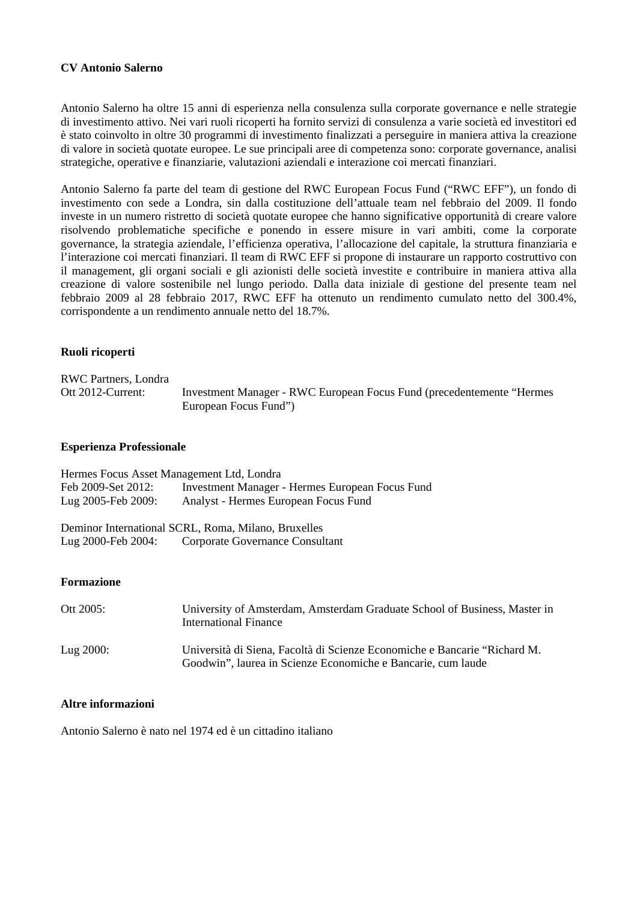**CV Antonio Salerno**

Antonio Salerno ha oltre 15 anni di esperienza nella consulenza sulla corporate governance e nelle strategie di investimento attivo. Nei vari ruoli ricoperti ha fornito servizi di consulenza a varie società ed investitori ed è stato coinvolto in oltre 30 programmi di investimento finalizzati a perseguire in maniera attiva la creazione di valore in società quotate europee. Le sue principali aree di competenza sono: corporate governance, analisi strategiche, operative e finanziarie, valutazioni aziendali e interazione coi mercati finanziari.

Antonio Salerno fa parte del team di gestione del RWC European Focus Fund ("RWC EFF"), un fondo di investimento con sede a Londra, sin dalla costituzione dell'attuale team nel febbraio del 2009. Il fondo investe in un numero ristretto di società quotate europee che hanno significative opportunità di creare valore risolvendo problematiche specifiche e ponendo in essere misure in vari ambiti, come la corporate governance, la strategia aziendale, l'efficienza operativa, l'allocazione del capitale, la struttura finanziaria e l'interazione coi mercati finanziari. Il team di RWC EFF si propone di instaurare un rapporto costruttivo con il management, gli organi sociali e gli azionisti delle società investite e contribuire in maniera attiva alla creazione di valore sostenibile nel lungo periodo. Dalla data iniziale di gestione del presente team nel febbraio 2009 al 28 febbraio 2017, RWC EFF ha ottenuto un rendimento cumulato netto del 300.4%, corrispondente a un rendimento annuale netto del 18.7%.

**Ruoli ricoperti**

RWC Partners, Londra

| | |
|---|---|
| Ott 2012-Current: | Investment Manager - RWC European Focus Fund (precedentemente "Hermes European Focus Fund") |

**Esperienza Professionale**

Hermes Focus Asset Management Ltd, Londra

| | |
|---|---|
| Feb 2009-Set 2012: | Investment Manager - Hermes European Focus Fund |
| Lug 2005-Feb 2009: | Analyst - Hermes European Focus Fund |

Deminor International SCRL, Roma, Milano, Bruxelles

| | |
|---|---|
| Lug 2000-Feb 2004: | Corporate Governance Consultant |

**Formazione**

| | |
|---|---|
| Ott 2005: | University of Amsterdam, Amsterdam Graduate School of Business, Master in International Finance |
| Lug 2000: | Università di Siena, Facoltà di Scienze Economiche e Bancarie "Richard M. Goodwin", laurea in Scienze Economiche e Bancarie, cum laude |

**Altre informazioni**

Antonio Salerno è nato nel 1974 ed è un cittadino italiano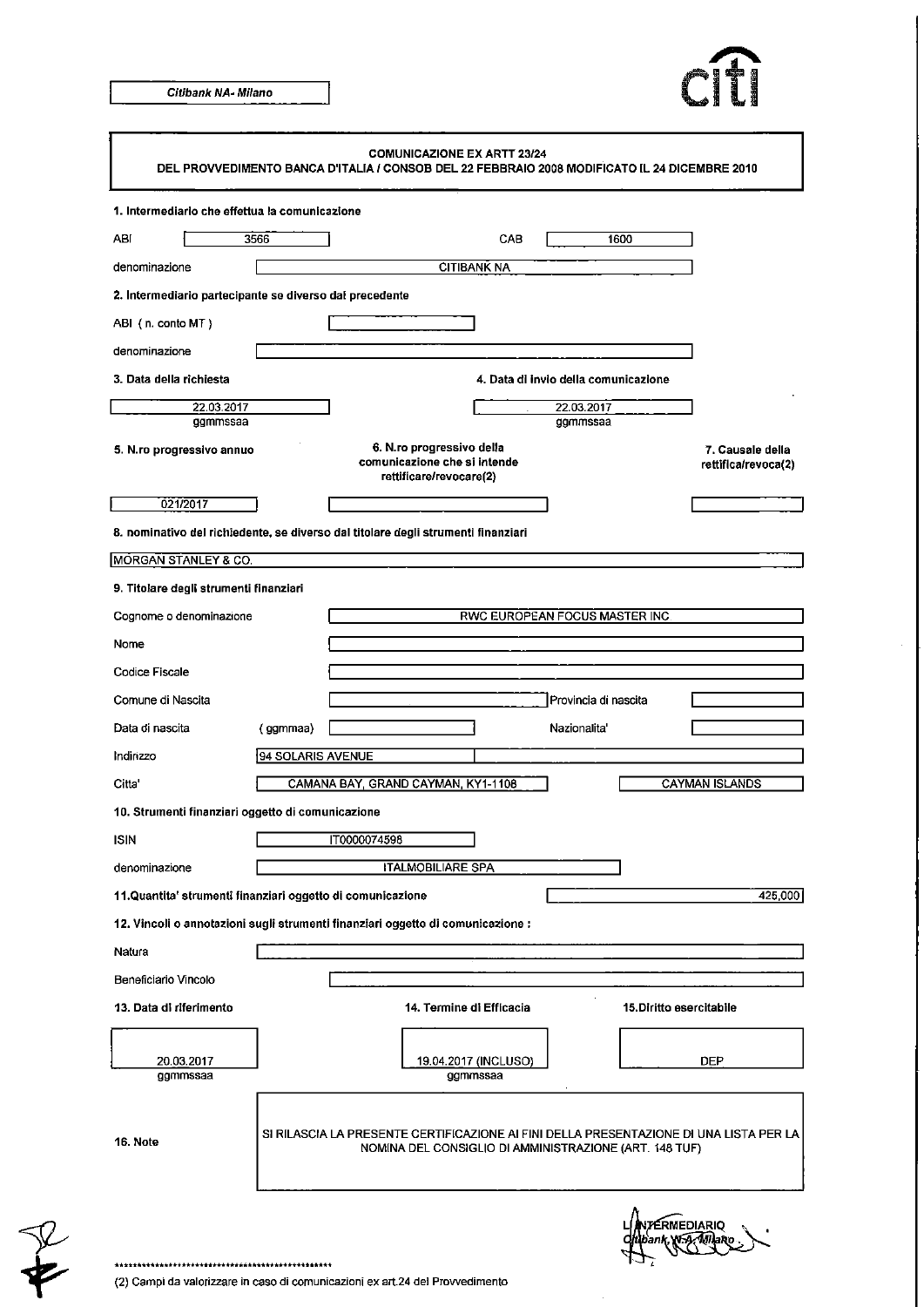Citibank NA- Milano

citi

**COMUNICAZIONE EX ARTT 23/24**
**DEL PROVVEDIMENTO BANCA D'ITALIA / CONSOB DEL 22 FEBBRAIO 2008 MODIFICATO IL 24 DICEMBRE 2010**

**1. Intermediario che effettua la comunicazione**

ABI: 3566 CAB: 1600

denominazione: CITIBANK NA

**2. Intermediario partecipante se diverso dal precedente**

ABI (n. conto MT):

denominazione:

**3. Data della richiesta**

22.03.2017
ggmmssaa

**4. Data di invio della comunicazione**

22.03.2017
ggmmssaa

**5. N.ro progressivo annuo**

021/2017

**6. N.ro progressivo della comunicazione che si intende rettificare/revocare(2)**

**7. Causale della rettifica/revoca(2)**

**8. nominativo del richiedente, se diverso dal titolare degli strumenti finanziari**

MORGAN STANLEY & CO.

**9. Titolare degli strumenti finanziari**

Cognome o denominazione: RWC EUROPEAN FOCUS MASTER INC

Nome:

Codice Fiscale:

Comune di Nascita: Provincia di nascita:

Data di nascita (ggmmaa): Nazionalita':

Indirizzo: 94 SOLARIS AVENUE

Citta': CAMANA BAY, GRAND CAYMAN, KY1-1108 CAYMAN ISLANDS

**10. Strumenti finanziari oggetto di comunicazione**

ISIN: IT0000074598

denominazione: ITALMOBILIARE SPA

**11.Quantita' strumenti finanziari oggetto di comunicazione** 425,000

**12. Vincoli o annotazioni sugli strumenti finanziari oggetto di comunicazione :**

Natura:

Beneficiario Vincolo:

**13. Data di riferimento**

20.03.2017
ggmmssaa

**14. Termine di Efficacia**

19.04.2017 (INCLUSO)
ggmmssaa

**15.Diritto esercitabile**

DEP

**16. Note**

SI RILASCIA LA PRESENTE CERTIFICAZIONE AI FINI DELLA PRESENTAZIONE DI UNA LISTA PER LA NOMINA DEL CONSIGLIO DI AMMINISTRAZIONE (ART. 148 TUF)

L'INTERMEDIARIO
Citibank N.A. Milano

(2) Campi da valorizzare in caso di comunicazioni ex art.24 del Provvedimento